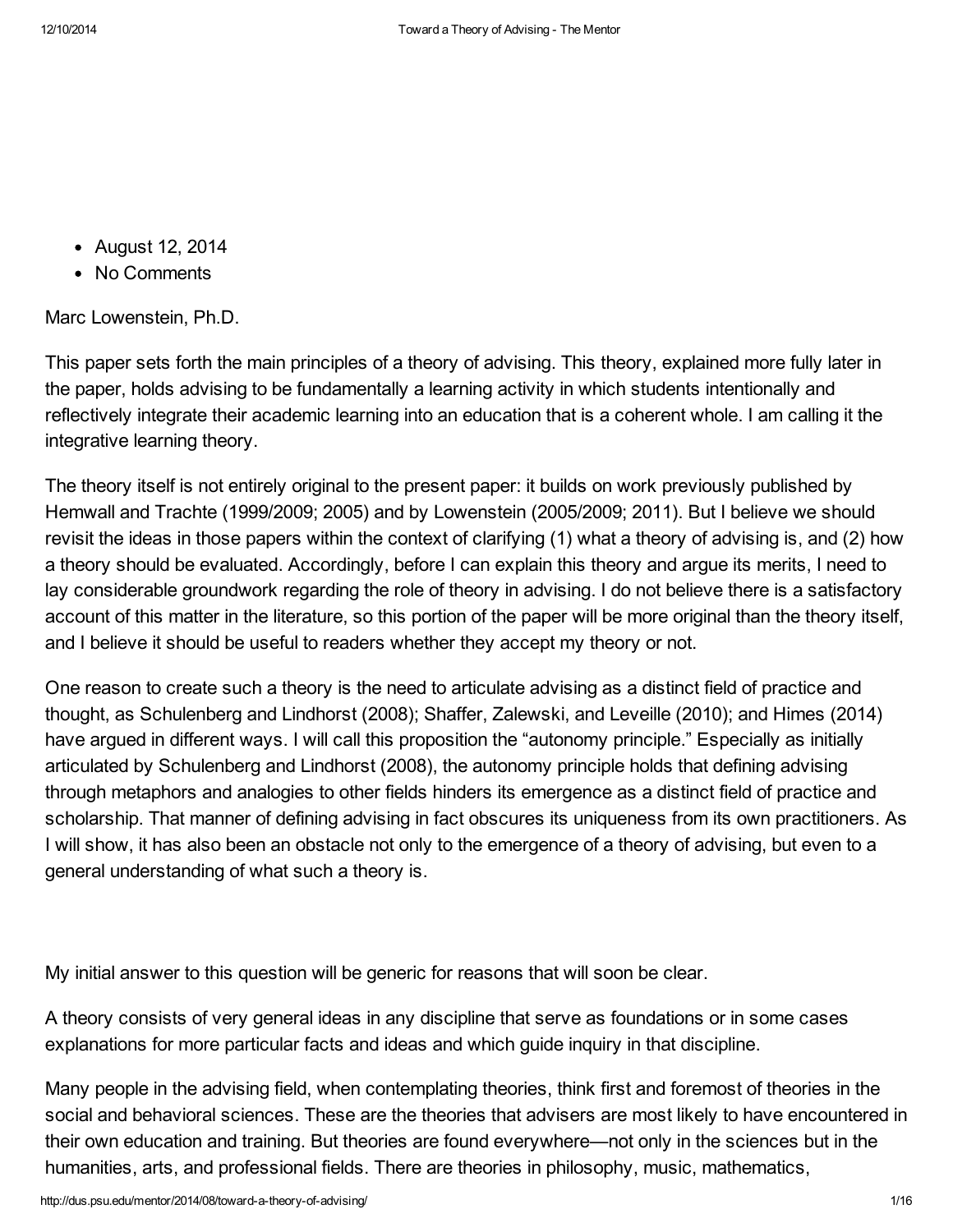- August 12, 2014
- No Comments

Marc Lowenstein, Ph.D.

This paper sets forth the main principles of a theory of advising. This theory, explained more fully later in the paper, holds advising to be fundamentally a learning activity in which students intentionally and reflectively integrate their academic learning into an education that is a coherent whole. I am calling it the integrative learning theory.

The theory itself is not entirely original to the present paper: it builds on work previously published by Hemwall and Trachte (1999/2009; 2005) and by Lowenstein (2005/2009; 2011). But I believe we should revisit the ideas in those papers within the context of clarifying (1) what a theory of advising is, and (2) how a theory should be evaluated. Accordingly, before I can explain this theory and argue its merits, I need to lay considerable groundwork regarding the role of theory in advising. I do not believe there is a satisfactory account of this matter in the literature, so this portion of the paper will be more original than the theory itself, and I believe it should be useful to readers whether they accept my theory or not.

One reason to create such a theory is the need to articulate advising as a distinct field of practice and thought, as Schulenberg and Lindhorst (2008); Shaffer, Zalewski, and Leveille (2010); and Himes (2014) have argued in different ways. I will call this proposition the "autonomy principle." Especially as initially articulated by Schulenberg and Lindhorst (2008), the autonomy principle holds that defining advising through metaphors and analogies to other fields hinders its emergence as a distinct field of practice and scholarship. That manner of defining advising in fact obscures its uniqueness from its own practitioners. As I will show, it has also been an obstacle not only to the emergence of a theory of advising, but even to a general understanding of what such a theory is.

My initial answer to this question will be generic for reasons that will soon be clear.

A theory consists of very general ideas in any discipline that serve as foundations or in some cases explanations for more particular facts and ideas and which guide inquiry in that discipline.

Many people in the advising field, when contemplating theories, think first and foremost of theories in the social and behavioral sciences. These are the theories that advisers are most likely to have encountered in their own education and training. But theories are found everywhere—not only in the sciences but in the humanities, arts, and professional fields. There are theories in philosophy, music, mathematics,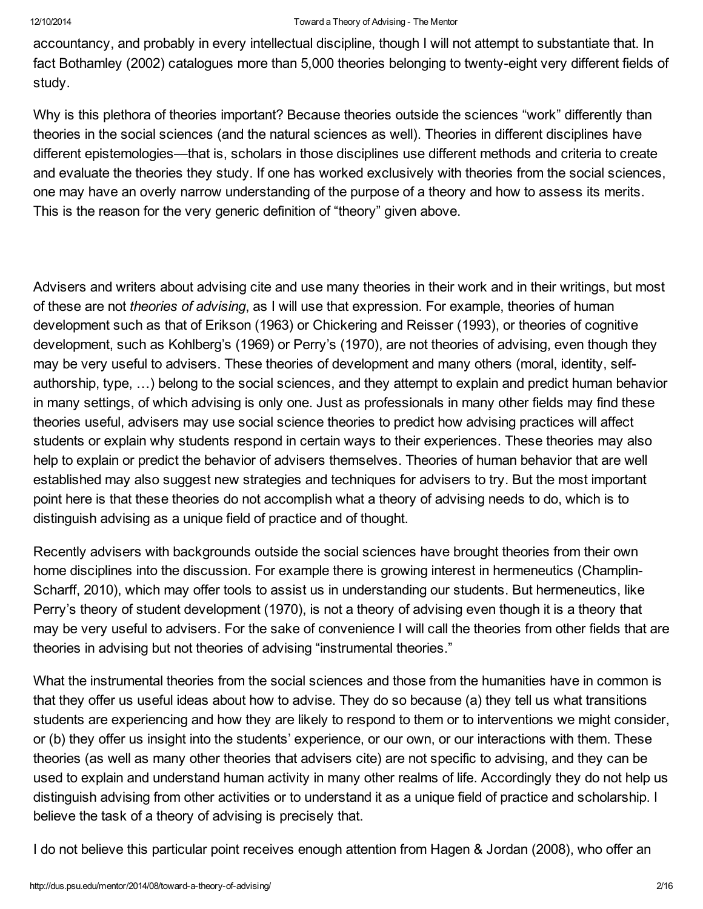accountancy, and probably in every intellectual discipline, though I will not attempt to substantiate that. In fact Bothamley (2002) catalogues more than 5,000 theories belonging to twenty-eight very different fields of study.

Why is this plethora of theories important? Because theories outside the sciences "work" differently than theories in the social sciences (and the natural sciences as well). Theories in different disciplines have different epistemologies—that is, scholars in those disciplines use different methods and criteria to create and evaluate the theories they study. If one has worked exclusively with theories from the social sciences, one may have an overly narrow understanding of the purpose of a theory and how to assess its merits. This is the reason for the very generic definition of "theory" given above.

Advisers and writers about advising cite and use many theories in their work and in their writings, but most of these are not *theories of advising*, as I will use that expression. For example, theories of human development such as that of Erikson (1963) or Chickering and Reisser (1993), or theories of cognitive development, such as Kohlberg's (1969) or Perry's (1970), are not theories of advising, even though they may be very useful to advisers. These theories of development and many others (moral, identity, self-authorship, type, …) belong to the social sciences, and they attempt to explain and predict human behavior in many settings, of which advising is only one. Just as professionals in many other fields may find these theories useful, advisers may use social science theories to predict how advising practices will affect students or explain why students respond in certain ways to their experiences. These theories may also help to explain or predict the behavior of advisers themselves. Theories of human behavior that are well established may also suggest new strategies and techniques for advisers to try. But the most important point here is that these theories do not accomplish what a theory of advising needs to do, which is to distinguish advising as a unique field of practice and of thought.

Recently advisers with backgrounds outside the social sciences have brought theories from their own home disciplines into the discussion. For example there is growing interest in hermeneutics (Champlin-Scharff, 2010), which may offer tools to assist us in understanding our students. But hermeneutics, like Perry's theory of student development (1970), is not a theory of advising even though it is a theory that may be very useful to advisers. For the sake of convenience I will call the theories from other fields that are theories in advising but not theories of advising "instrumental theories."

What the instrumental theories from the social sciences and those from the humanities have in common is that they offer us useful ideas about how to advise. They do so because (a) they tell us what transitions students are experiencing and how they are likely to respond to them or to interventions we might consider, or (b) they offer us insight into the students' experience, or our own, or our interactions with them. These theories (as well as many other theories that advisers cite) are not specific to advising, and they can be used to explain and understand human activity in many other realms of life. Accordingly they do not help us distinguish advising from other activities or to understand it as a unique field of practice and scholarship. I believe the task of a theory of advising is precisely that.

I do not believe this particular point receives enough attention from Hagen & Jordan (2008), who offer an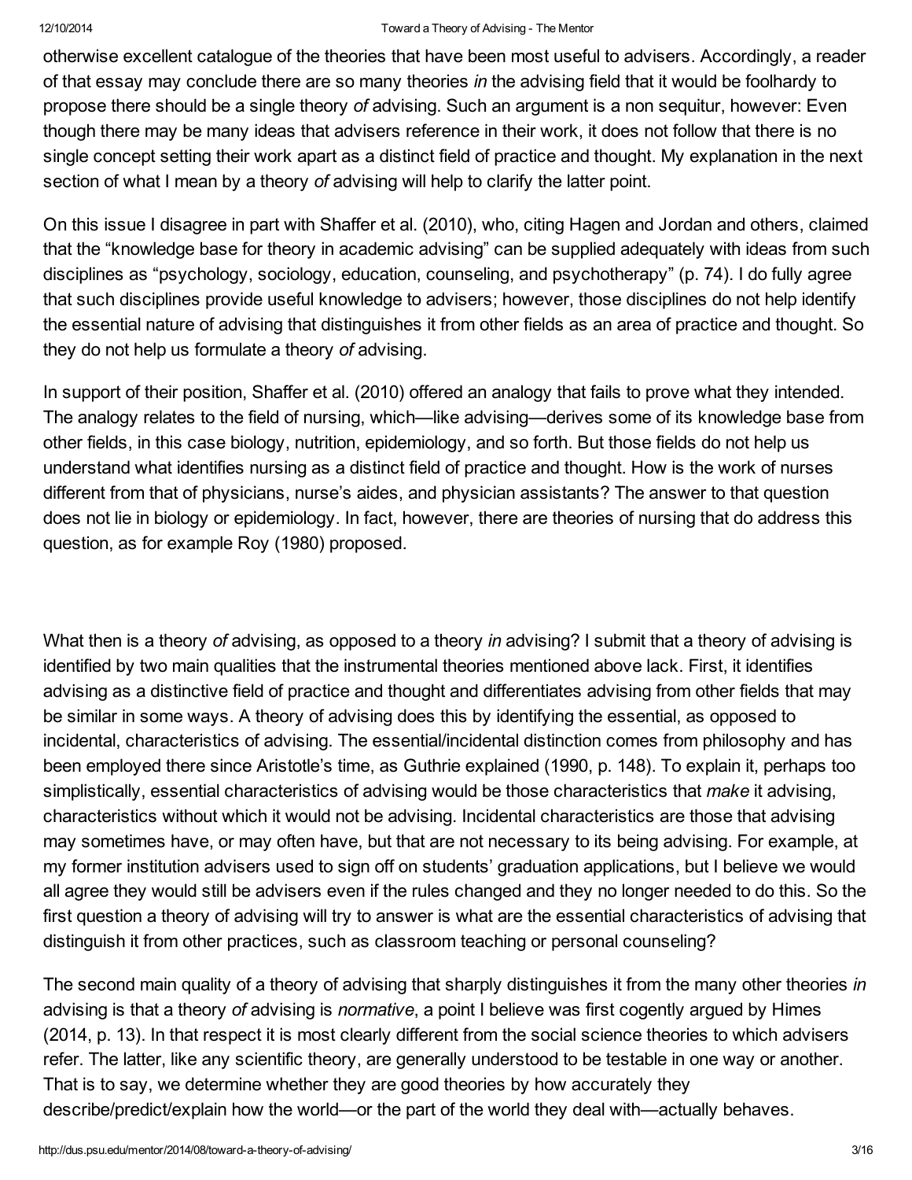otherwise excellent catalogue of the theories that have been most useful to advisers. Accordingly, a reader of that essay may conclude there are so many theories *in* the advising field that it would be foolhardy to propose there should be a single theory *of* advising. Such an argument is a non sequitur, however: Even though there may be many ideas that advisers reference in their work, it does not follow that there is no single concept setting their work apart as a distinct field of practice and thought. My explanation in the next section of what I mean by a theory *of* advising will help to clarify the latter point.

On this issue I disagree in part with Shaffer et al. (2010), who, citing Hagen and Jordan and others, claimed that the "knowledge base for theory in academic advising" can be supplied adequately with ideas from such disciplines as "psychology, sociology, education, counseling, and psychotherapy" (p. 74). I do fully agree that such disciplines provide useful knowledge to advisers; however, those disciplines do not help identify the essential nature of advising that distinguishes it from other fields as an area of practice and thought. So they do not help us formulate a theory *of* advising.

In support of their position, Shaffer et al. (2010) offered an analogy that fails to prove what they intended. The analogy relates to the field of nursing, which—like advising—derives some of its knowledge base from other fields, in this case biology, nutrition, epidemiology, and so forth. But those fields do not help us understand what identifies nursing as a distinct field of practice and thought. How is the work of nurses different from that of physicians, nurse's aides, and physician assistants? The answer to that question does not lie in biology or epidemiology. In fact, however, there are theories of nursing that do address this question, as for example Roy (1980) proposed.

What then is a theory *of* advising, as opposed to a theory *in* advising? I submit that a theory of advising is identified by two main qualities that the instrumental theories mentioned above lack. First, it identifies advising as a distinctive field of practice and thought and differentiates advising from other fields that may be similar in some ways. A theory of advising does this by identifying the essential, as opposed to incidental, characteristics of advising. The essential/incidental distinction comes from philosophy and has been employed there since Aristotle's time, as Guthrie explained (1990, p. 148). To explain it, perhaps too simplistically, essential characteristics of advising would be those characteristics that *make* it advising, characteristics without which it would not be advising. Incidental characteristics are those that advising may sometimes have, or may often have, but that are not necessary to its being advising. For example, at my former institution advisers used to sign off on students' graduation applications, but I believe we would all agree they would still be advisers even if the rules changed and they no longer needed to do this. So the first question a theory of advising will try to answer is what are the essential characteristics of advising that distinguish it from other practices, such as classroom teaching or personal counseling?

The second main quality of a theory of advising that sharply distinguishes it from the many other theories *in* advising is that a theory *of* advising is *normative*, a point I believe was first cogently argued by Himes (2014, p. 13). In that respect it is most clearly different from the social science theories to which advisers refer. The latter, like any scientific theory, are generally understood to be testable in one way or another. That is to say, we determine whether they are good theories by how accurately they describe/predict/explain how the world—or the part of the world they deal with—actually behaves.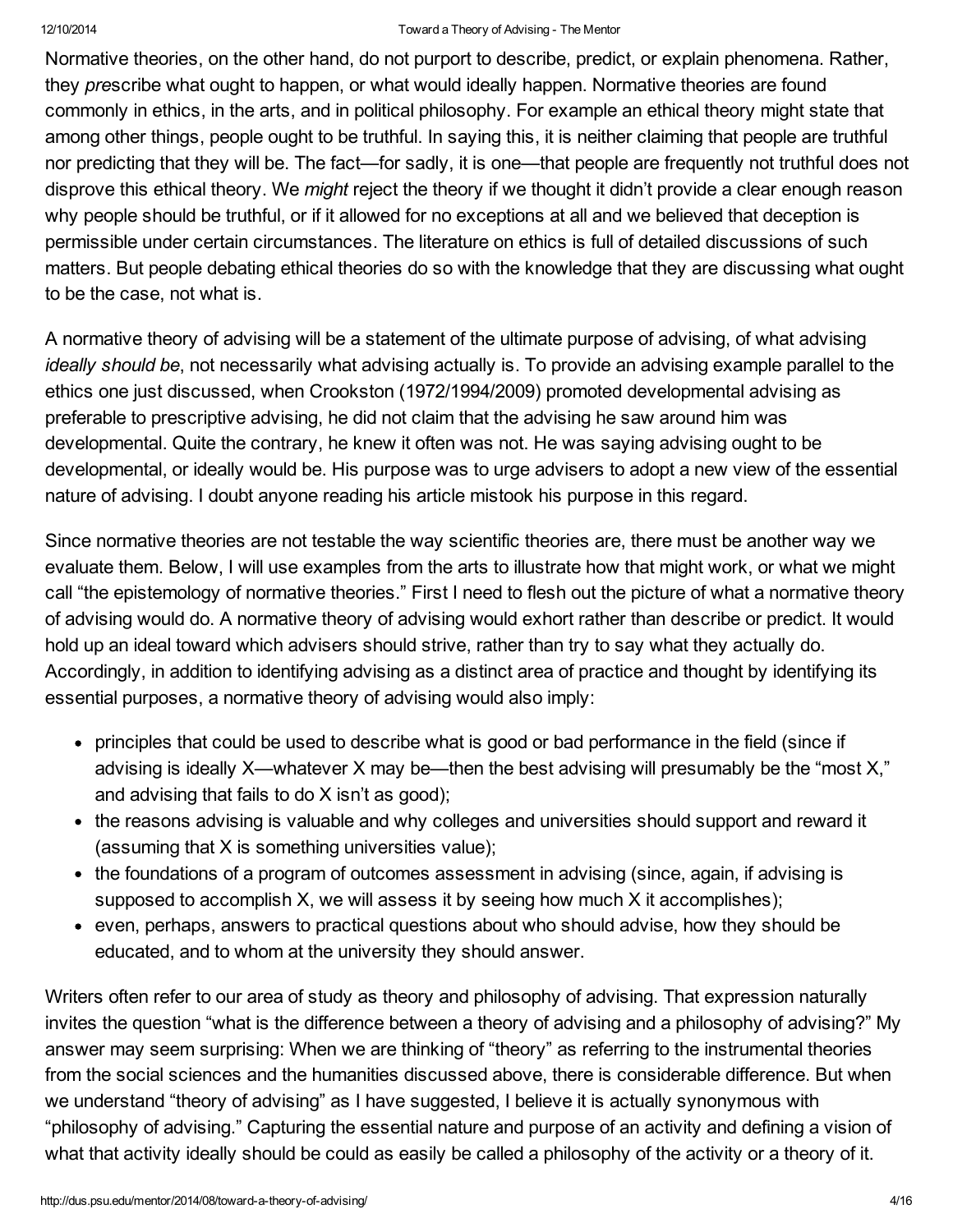Normative theories, on the other hand, do not purport to describe, predict, or explain phenomena. Rather, they *pre*scribe what ought to happen, or what would ideally happen. Normative theories are found commonly in ethics, in the arts, and in political philosophy. For example an ethical theory might state that among other things, people ought to be truthful. In saying this, it is neither claiming that people are truthful nor predicting that they will be. The fact—for sadly, it is one—that people are frequently not truthful does not disprove this ethical theory. We *might* reject the theory if we thought it didn't provide a clear enough reason why people should be truthful, or if it allowed for no exceptions at all and we believed that deception is permissible under certain circumstances. The literature on ethics is full of detailed discussions of such matters. But people debating ethical theories do so with the knowledge that they are discussing what ought to be the case, not what is.

A normative theory of advising will be a statement of the ultimate purpose of advising, of what advising *ideally should be*, not necessarily what advising actually is. To provide an advising example parallel to the ethics one just discussed, when Crookston (1972/1994/2009) promoted developmental advising as preferable to prescriptive advising, he did not claim that the advising he saw around him was developmental. Quite the contrary, he knew it often was not. He was saying advising ought to be developmental, or ideally would be. His purpose was to urge advisers to adopt a new view of the essential nature of advising. I doubt anyone reading his article mistook his purpose in this regard.

Since normative theories are not testable the way scientific theories are, there must be another way we evaluate them. Below, I will use examples from the arts to illustrate how that might work, or what we might call "the epistemology of normative theories." First I need to flesh out the picture of what a normative theory of advising would do. A normative theory of advising would exhort rather than describe or predict. It would hold up an ideal toward which advisers should strive, rather than try to say what they actually do. Accordingly, in addition to identifying advising as a distinct area of practice and thought by identifying its essential purposes, a normative theory of advising would also imply:

- principles that could be used to describe what is good or bad performance in the field (since if advising is ideally X—whatever X may be—then the best advising will presumably be the "most X," and advising that fails to do X isn't as good);
- the reasons advising is valuable and why colleges and universities should support and reward it (assuming that X is something universities value);
- the foundations of a program of outcomes assessment in advising (since, again, if advising is supposed to accomplish X, we will assess it by seeing how much X it accomplishes);
- even, perhaps, answers to practical questions about who should advise, how they should be educated, and to whom at the university they should answer.

Writers often refer to our area of study as theory and philosophy of advising. That expression naturally invites the question "what is the difference between a theory of advising and a philosophy of advising?" My answer may seem surprising: When we are thinking of "theory" as referring to the instrumental theories from the social sciences and the humanities discussed above, there is considerable difference. But when we understand "theory of advising" as I have suggested, I believe it is actually synonymous with "philosophy of advising." Capturing the essential nature and purpose of an activity and defining a vision of what that activity ideally should be could as easily be called a philosophy of the activity or a theory of it.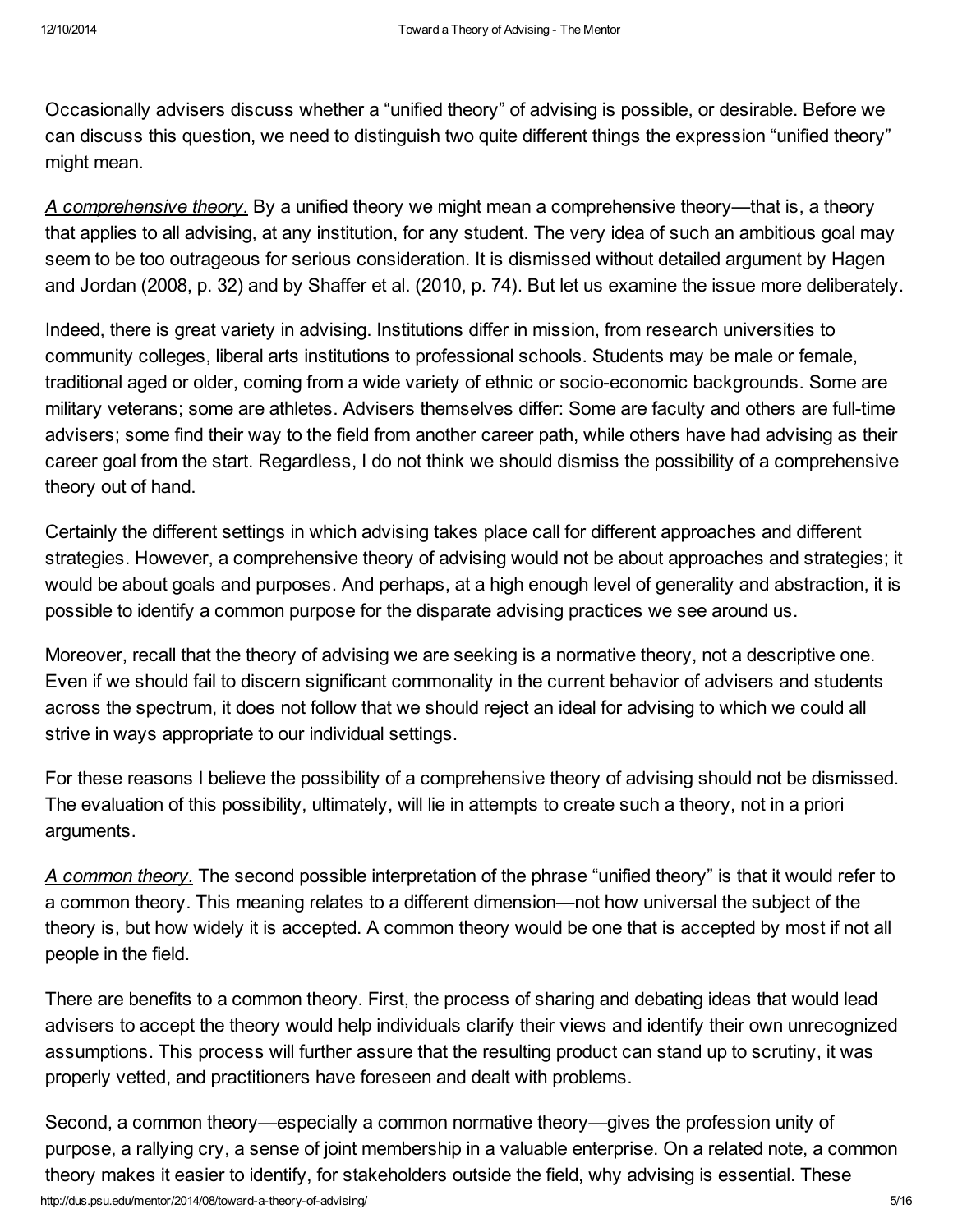Occasionally advisers discuss whether a "unified theory" of advising is possible, or desirable. Before we can discuss this question, we need to distinguish two quite different things the expression "unified theory" might mean.

*A comprehensive theory.* By a unified theory we might mean a comprehensive theory—that is, a theory that applies to all advising, at any institution, for any student. The very idea of such an ambitious goal may seem to be too outrageous for serious consideration. It is dismissed without detailed argument by Hagen and Jordan (2008, p. 32) and by Shaffer et al. (2010, p. 74). But let us examine the issue more deliberately.

Indeed, there is great variety in advising. Institutions differ in mission, from research universities to community colleges, liberal arts institutions to professional schools. Students may be male or female, traditional aged or older, coming from a wide variety of ethnic or socio-economic backgrounds. Some are military veterans; some are athletes. Advisers themselves differ: Some are faculty and others are full-time advisers; some find their way to the field from another career path, while others have had advising as their career goal from the start. Regardless, I do not think we should dismiss the possibility of a comprehensive theory out of hand.

Certainly the different settings in which advising takes place call for different approaches and different strategies. However, a comprehensive theory of advising would not be about approaches and strategies; it would be about goals and purposes. And perhaps, at a high enough level of generality and abstraction, it is possible to identify a common purpose for the disparate advising practices we see around us.

Moreover, recall that the theory of advising we are seeking is a normative theory, not a descriptive one. Even if we should fail to discern significant commonality in the current behavior of advisers and students across the spectrum, it does not follow that we should reject an ideal for advising to which we could all strive in ways appropriate to our individual settings.

For these reasons I believe the possibility of a comprehensive theory of advising should not be dismissed. The evaluation of this possibility, ultimately, will lie in attempts to create such a theory, not in a priori arguments.

*A common theory.* The second possible interpretation of the phrase "unified theory" is that it would refer to a common theory. This meaning relates to a different dimension—not how universal the subject of the theory is, but how widely it is accepted. A common theory would be one that is accepted by most if not all people in the field.

There are benefits to a common theory. First, the process of sharing and debating ideas that would lead advisers to accept the theory would help individuals clarify their views and identify their own unrecognized assumptions. This process will further assure that the resulting product can stand up to scrutiny, it was properly vetted, and practitioners have foreseen and dealt with problems.

Second, a common theory—especially a common normative theory—gives the profession unity of purpose, a rallying cry, a sense of joint membership in a valuable enterprise. On a related note, a common theory makes it easier to identify, for stakeholders outside the field, why advising is essential. These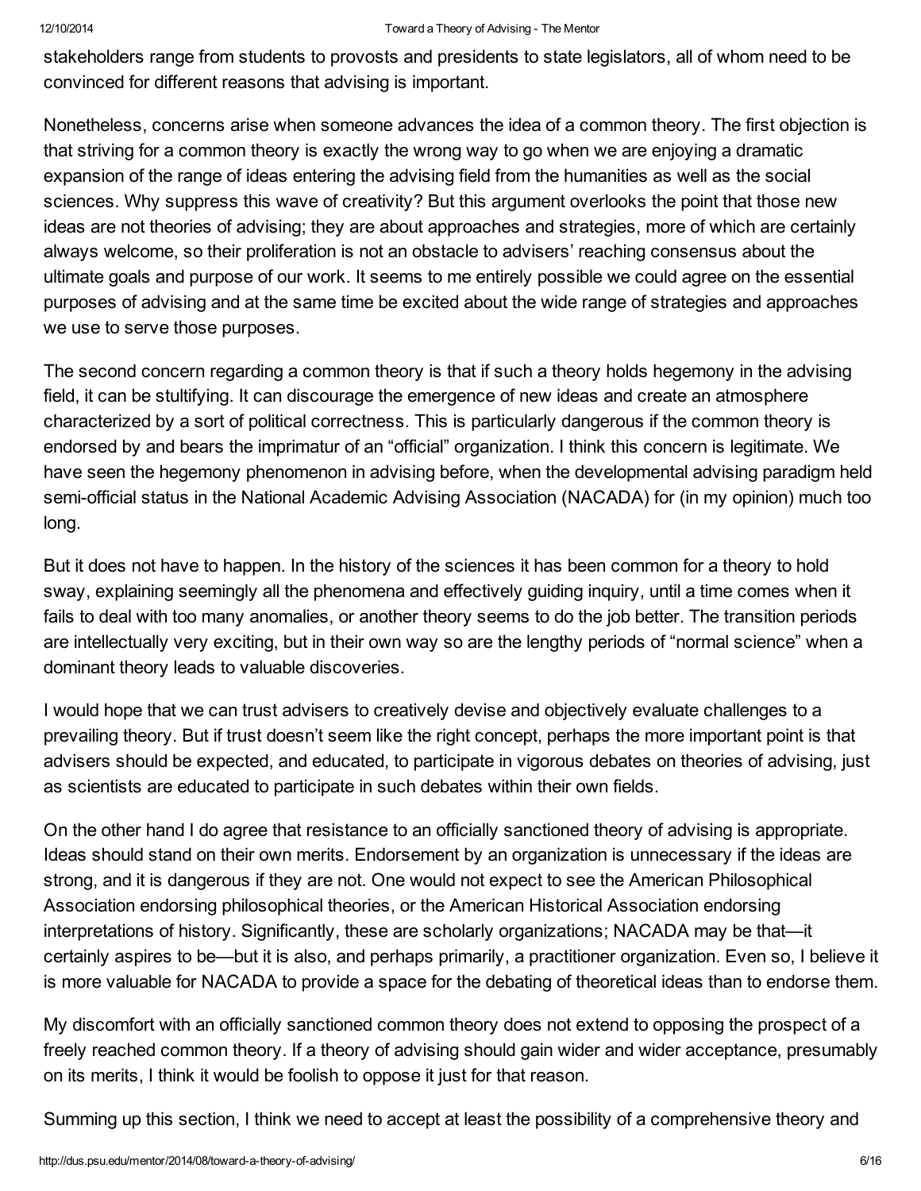stakeholders range from students to provosts and presidents to state legislators, all of whom need to be convinced for different reasons that advising is important.

Nonetheless, concerns arise when someone advances the idea of a common theory. The first objection is that striving for a common theory is exactly the wrong way to go when we are enjoying a dramatic expansion of the range of ideas entering the advising field from the humanities as well as the social sciences. Why suppress this wave of creativity? But this argument overlooks the point that those new ideas are not theories of advising; they are about approaches and strategies, more of which are certainly always welcome, so their proliferation is not an obstacle to advisers' reaching consensus about the ultimate goals and purpose of our work. It seems to me entirely possible we could agree on the essential purposes of advising and at the same time be excited about the wide range of strategies and approaches we use to serve those purposes.

The second concern regarding a common theory is that if such a theory holds hegemony in the advising field, it can be stultifying. It can discourage the emergence of new ideas and create an atmosphere characterized by a sort of political correctness. This is particularly dangerous if the common theory is endorsed by and bears the imprimatur of an "official" organization. I think this concern is legitimate. We have seen the hegemony phenomenon in advising before, when the developmental advising paradigm held semi-official status in the National Academic Advising Association (NACADA) for (in my opinion) much too long.

But it does not have to happen. In the history of the sciences it has been common for a theory to hold sway, explaining seemingly all the phenomena and effectively guiding inquiry, until a time comes when it fails to deal with too many anomalies, or another theory seems to do the job better. The transition periods are intellectually very exciting, but in their own way so are the lengthy periods of "normal science" when a dominant theory leads to valuable discoveries.

I would hope that we can trust advisers to creatively devise and objectively evaluate challenges to a prevailing theory. But if trust doesn't seem like the right concept, perhaps the more important point is that advisers should be expected, and educated, to participate in vigorous debates on theories of advising, just as scientists are educated to participate in such debates within their own fields.

On the other hand I do agree that resistance to an officially sanctioned theory of advising is appropriate. Ideas should stand on their own merits. Endorsement by an organization is unnecessary if the ideas are strong, and it is dangerous if they are not. One would not expect to see the American Philosophical Association endorsing philosophical theories, or the American Historical Association endorsing interpretations of history. Significantly, these are scholarly organizations; NACADA may be that—it certainly aspires to be—but it is also, and perhaps primarily, a practitioner organization. Even so, I believe it is more valuable for NACADA to provide a space for the debating of theoretical ideas than to endorse them.

My discomfort with an officially sanctioned common theory does not extend to opposing the prospect of a freely reached common theory. If a theory of advising should gain wider and wider acceptance, presumably on its merits, I think it would be foolish to oppose it just for that reason.

Summing up this section, I think we need to accept at least the possibility of a comprehensive theory and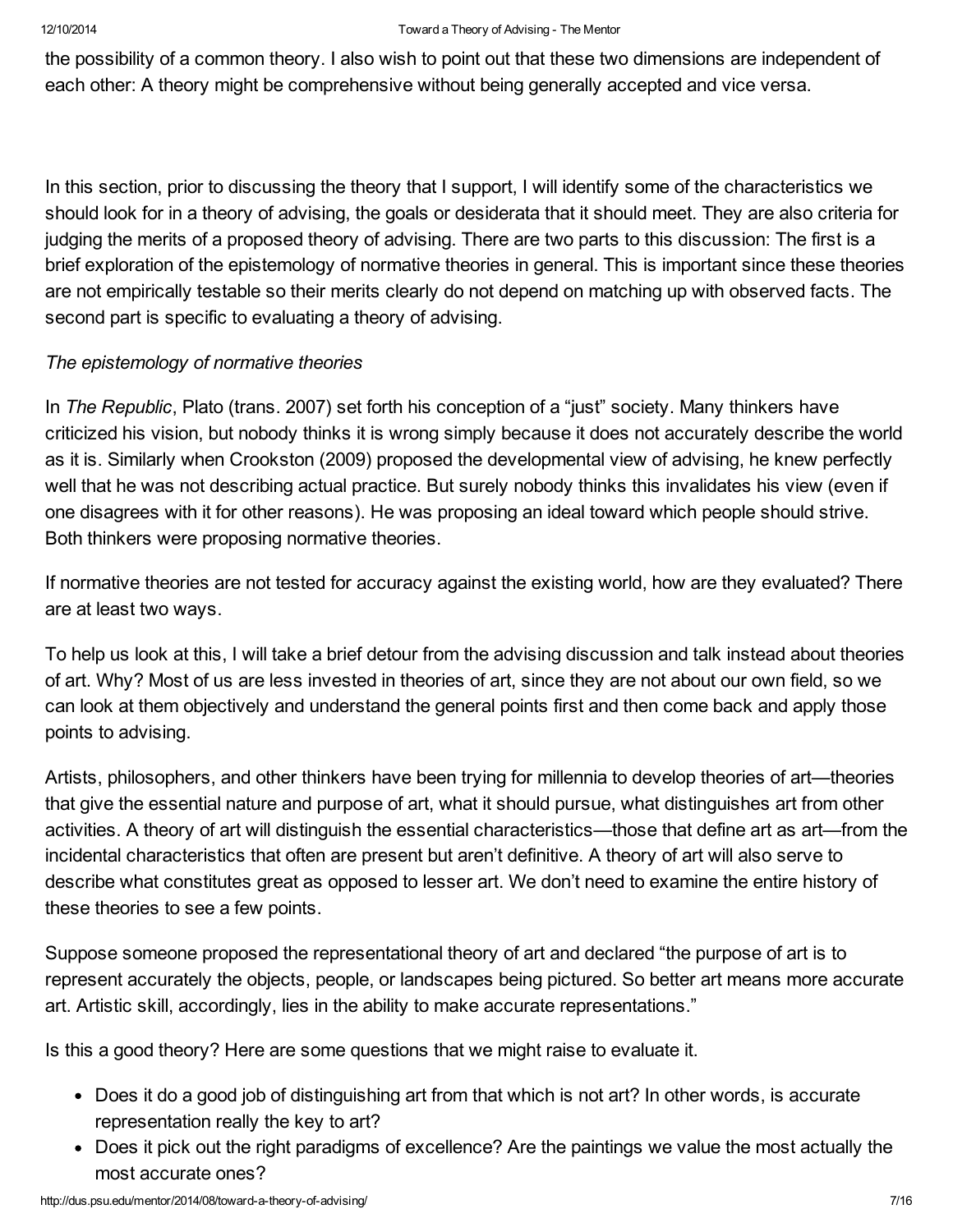the possibility of a common theory. I also wish to point out that these two dimensions are independent of each other: A theory might be comprehensive without being generally accepted and vice versa.

In this section, prior to discussing the theory that I support, I will identify some of the characteristics we should look for in a theory of advising, the goals or desiderata that it should meet. They are also criteria for judging the merits of a proposed theory of advising. There are two parts to this discussion: The first is a brief exploration of the epistemology of normative theories in general. This is important since these theories are not empirically testable so their merits clearly do not depend on matching up with observed facts. The second part is specific to evaluating a theory of advising.

*The epistemology of normative theories*

In *The Republic*, Plato (trans. 2007) set forth his conception of a "just" society. Many thinkers have criticized his vision, but nobody thinks it is wrong simply because it does not accurately describe the world as it is. Similarly when Crookston (2009) proposed the developmental view of advising, he knew perfectly well that he was not describing actual practice. But surely nobody thinks this invalidates his view (even if one disagrees with it for other reasons). He was proposing an ideal toward which people should strive. Both thinkers were proposing normative theories.

If normative theories are not tested for accuracy against the existing world, how are they evaluated? There are at least two ways.

To help us look at this, I will take a brief detour from the advising discussion and talk instead about theories of art. Why? Most of us are less invested in theories of art, since they are not about our own field, so we can look at them objectively and understand the general points first and then come back and apply those points to advising.

Artists, philosophers, and other thinkers have been trying for millennia to develop theories of art—theories that give the essential nature and purpose of art, what it should pursue, what distinguishes art from other activities. A theory of art will distinguish the essential characteristics—those that define art as art—from the incidental characteristics that often are present but aren't definitive. A theory of art will also serve to describe what constitutes great as opposed to lesser art. We don't need to examine the entire history of these theories to see a few points.

Suppose someone proposed the representational theory of art and declared "the purpose of art is to represent accurately the objects, people, or landscapes being pictured. So better art means more accurate art. Artistic skill, accordingly, lies in the ability to make accurate representations."

Is this a good theory? Here are some questions that we might raise to evaluate it.

- Does it do a good job of distinguishing art from that which is not art? In other words, is accurate representation really the key to art?
- Does it pick out the right paradigms of excellence? Are the paintings we value the most actually the most accurate ones?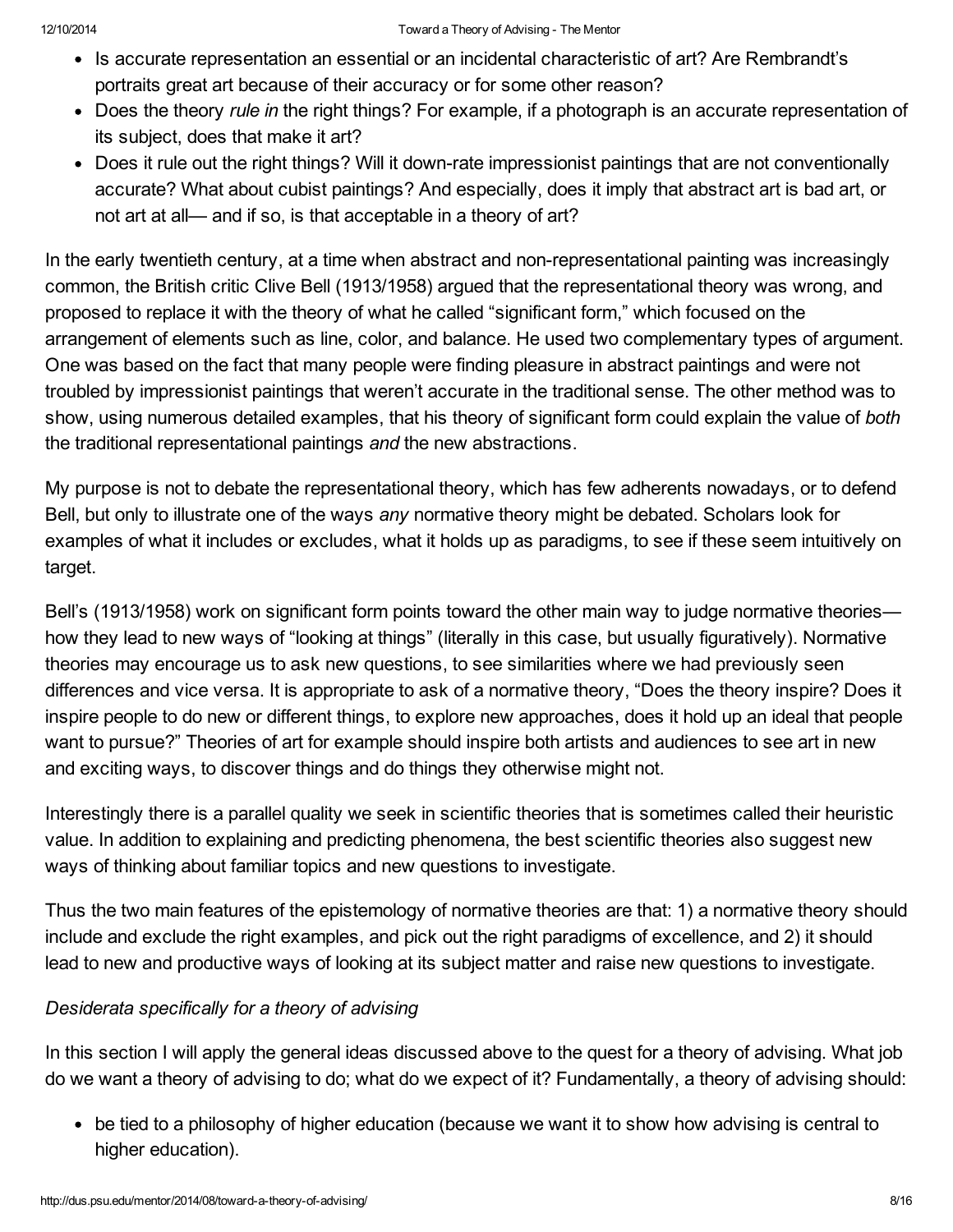- Is accurate representation an essential or an incidental characteristic of art? Are Rembrandt's portraits great art because of their accuracy or for some other reason?
- Does the theory *rule in* the right things? For example, if a photograph is an accurate representation of its subject, does that make it art?
- Does it rule out the right things? Will it down-rate impressionist paintings that are not conventionally accurate? What about cubist paintings? And especially, does it imply that abstract art is bad art, or not art at all— and if so, is that acceptable in a theory of art?

In the early twentieth century, at a time when abstract and non-representational painting was increasingly common, the British critic Clive Bell (1913/1958) argued that the representational theory was wrong, and proposed to replace it with the theory of what he called "significant form," which focused on the arrangement of elements such as line, color, and balance. He used two complementary types of argument. One was based on the fact that many people were finding pleasure in abstract paintings and were not troubled by impressionist paintings that weren't accurate in the traditional sense. The other method was to show, using numerous detailed examples, that his theory of significant form could explain the value of *both* the traditional representational paintings *and* the new abstractions.

My purpose is not to debate the representational theory, which has few adherents nowadays, or to defend Bell, but only to illustrate one of the ways *any* normative theory might be debated. Scholars look for examples of what it includes or excludes, what it holds up as paradigms, to see if these seem intuitively on target.

Bell's (1913/1958) work on significant form points toward the other main way to judge normative theories— how they lead to new ways of "looking at things" (literally in this case, but usually figuratively). Normative theories may encourage us to ask new questions, to see similarities where we had previously seen differences and vice versa. It is appropriate to ask of a normative theory, "Does the theory inspire? Does it inspire people to do new or different things, to explore new approaches, does it hold up an ideal that people want to pursue?" Theories of art for example should inspire both artists and audiences to see art in new and exciting ways, to discover things and do things they otherwise might not.

Interestingly there is a parallel quality we seek in scientific theories that is sometimes called their heuristic value. In addition to explaining and predicting phenomena, the best scientific theories also suggest new ways of thinking about familiar topics and new questions to investigate.

Thus the two main features of the epistemology of normative theories are that: 1) a normative theory should include and exclude the right examples, and pick out the right paradigms of excellence, and 2) it should lead to new and productive ways of looking at its subject matter and raise new questions to investigate.

*Desiderata specifically for a theory of advising*

In this section I will apply the general ideas discussed above to the quest for a theory of advising. What job do we want a theory of advising to do; what do we expect of it? Fundamentally, a theory of advising should:

- be tied to a philosophy of higher education (because we want it to show how advising is central to higher education).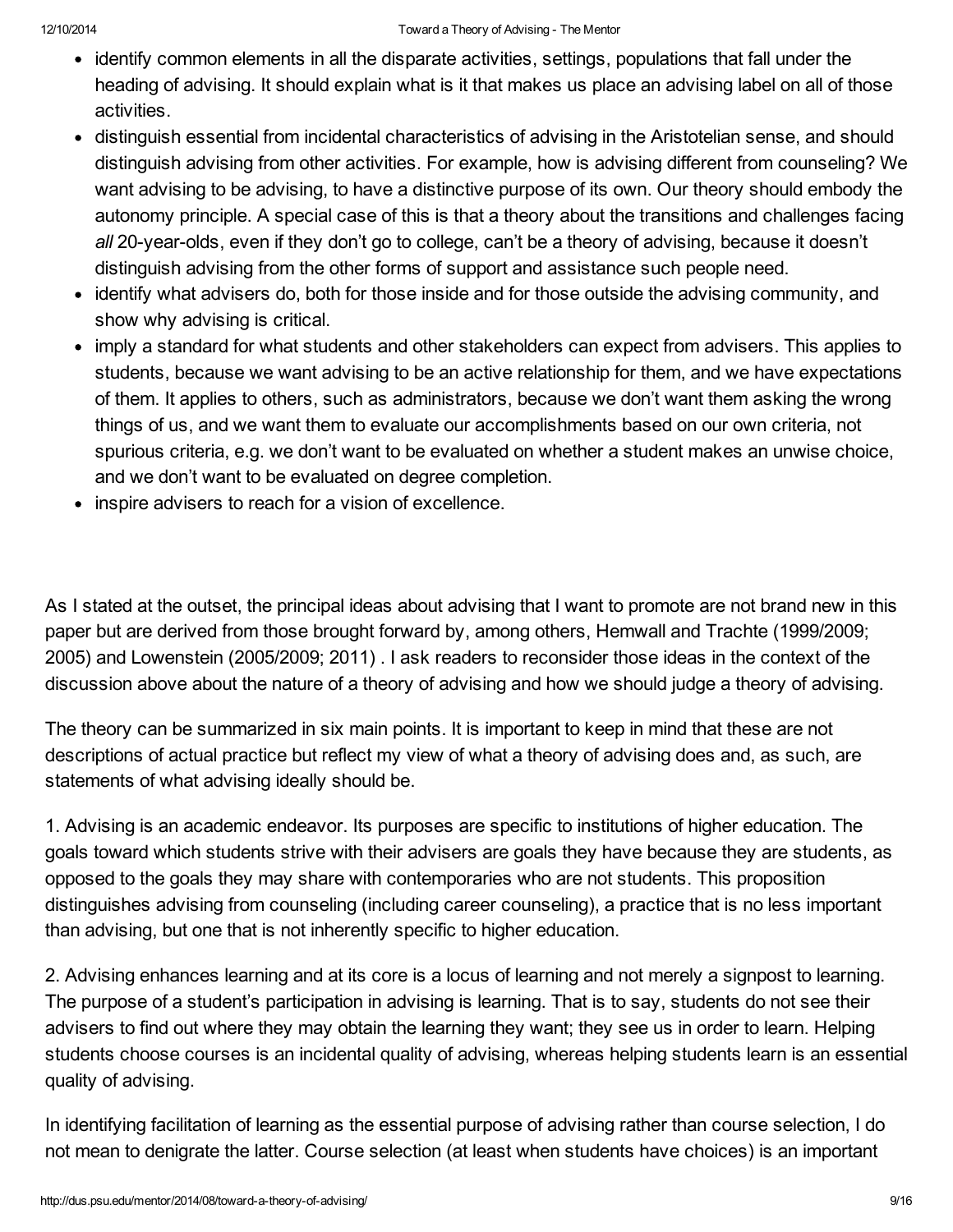- identify common elements in all the disparate activities, settings, populations that fall under the heading of advising. It should explain what is it that makes us place an advising label on all of those activities.
- distinguish essential from incidental characteristics of advising in the Aristotelian sense, and should distinguish advising from other activities. For example, how is advising different from counseling? We want advising to be advising, to have a distinctive purpose of its own. Our theory should embody the autonomy principle. A special case of this is that a theory about the transitions and challenges facing *all* 20-year-olds, even if they don't go to college, can't be a theory of advising, because it doesn't distinguish advising from the other forms of support and assistance such people need.
- identify what advisers do, both for those inside and for those outside the advising community, and show why advising is critical.
- imply a standard for what students and other stakeholders can expect from advisers. This applies to students, because we want advising to be an active relationship for them, and we have expectations of them. It applies to others, such as administrators, because we don't want them asking the wrong things of us, and we want them to evaluate our accomplishments based on our own criteria, not spurious criteria, e.g. we don't want to be evaluated on whether a student makes an unwise choice, and we don't want to be evaluated on degree completion.
- inspire advisers to reach for a vision of excellence.

As I stated at the outset, the principal ideas about advising that I want to promote are not brand new in this paper but are derived from those brought forward by, among others, Hemwall and Trachte (1999/2009; 2005) and Lowenstein (2005/2009; 2011) . I ask readers to reconsider those ideas in the context of the discussion above about the nature of a theory of advising and how we should judge a theory of advising.

The theory can be summarized in six main points. It is important to keep in mind that these are not descriptions of actual practice but reflect my view of what a theory of advising does and, as such, are statements of what advising ideally should be.

1. Advising is an academic endeavor. Its purposes are specific to institutions of higher education. The goals toward which students strive with their advisers are goals they have because they are students, as opposed to the goals they may share with contemporaries who are not students. This proposition distinguishes advising from counseling (including career counseling), a practice that is no less important than advising, but one that is not inherently specific to higher education.

2. Advising enhances learning and at its core is a locus of learning and not merely a signpost to learning. The purpose of a student's participation in advising is learning. That is to say, students do not see their advisers to find out where they may obtain the learning they want; they see us in order to learn. Helping students choose courses is an incidental quality of advising, whereas helping students learn is an essential quality of advising.

In identifying facilitation of learning as the essential purpose of advising rather than course selection, I do not mean to denigrate the latter. Course selection (at least when students have choices) is an important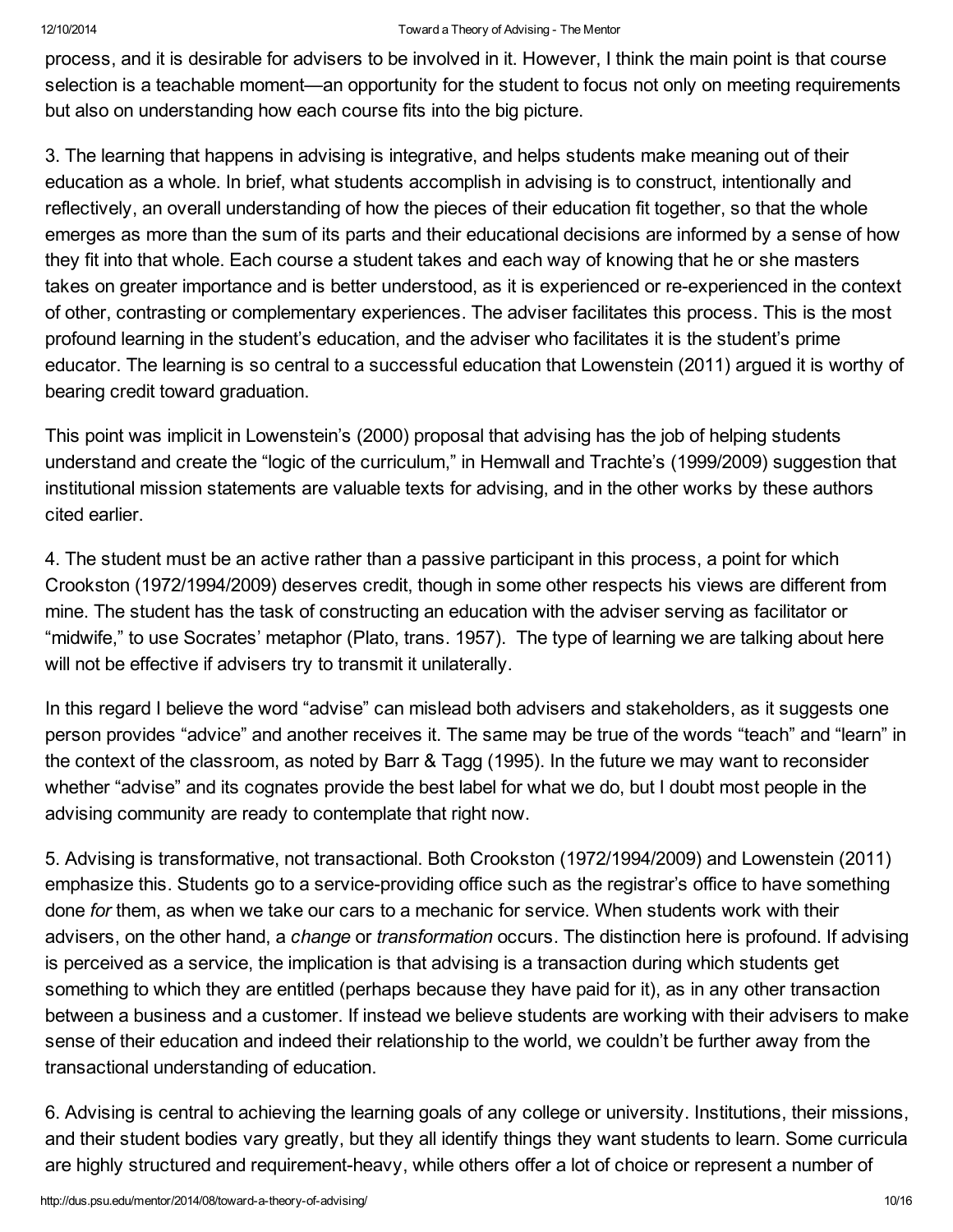process, and it is desirable for advisers to be involved in it. However, I think the main point is that course selection is a teachable moment—an opportunity for the student to focus not only on meeting requirements but also on understanding how each course fits into the big picture.

3. The learning that happens in advising is integrative, and helps students make meaning out of their education as a whole. In brief, what students accomplish in advising is to construct, intentionally and reflectively, an overall understanding of how the pieces of their education fit together, so that the whole emerges as more than the sum of its parts and their educational decisions are informed by a sense of how they fit into that whole. Each course a student takes and each way of knowing that he or she masters takes on greater importance and is better understood, as it is experienced or re-experienced in the context of other, contrasting or complementary experiences. The adviser facilitates this process. This is the most profound learning in the student's education, and the adviser who facilitates it is the student's prime educator. The learning is so central to a successful education that Lowenstein (2011) argued it is worthy of bearing credit toward graduation.

This point was implicit in Lowenstein's (2000) proposal that advising has the job of helping students understand and create the "logic of the curriculum," in Hemwall and Trachte's (1999/2009) suggestion that institutional mission statements are valuable texts for advising, and in the other works by these authors cited earlier.

4. The student must be an active rather than a passive participant in this process, a point for which Crookston (1972/1994/2009) deserves credit, though in some other respects his views are different from mine. The student has the task of constructing an education with the adviser serving as facilitator or "midwife," to use Socrates' metaphor (Plato, trans. 1957). The type of learning we are talking about here will not be effective if advisers try to transmit it unilaterally.

In this regard I believe the word "advise" can mislead both advisers and stakeholders, as it suggests one person provides "advice" and another receives it. The same may be true of the words "teach" and "learn" in the context of the classroom, as noted by Barr & Tagg (1995). In the future we may want to reconsider whether "advise" and its cognates provide the best label for what we do, but I doubt most people in the advising community are ready to contemplate that right now.

5. Advising is transformative, not transactional. Both Crookston (1972/1994/2009) and Lowenstein (2011) emphasize this. Students go to a service-providing office such as the registrar's office to have something done *for* them, as when we take our cars to a mechanic for service. When students work with their advisers, on the other hand, a *change* or *transformation* occurs. The distinction here is profound. If advising is perceived as a service, the implication is that advising is a transaction during which students get something to which they are entitled (perhaps because they have paid for it), as in any other transaction between a business and a customer. If instead we believe students are working with their advisers to make sense of their education and indeed their relationship to the world, we couldn't be further away from the transactional understanding of education.

6. Advising is central to achieving the learning goals of any college or university. Institutions, their missions, and their student bodies vary greatly, but they all identify things they want students to learn. Some curricula are highly structured and requirement-heavy, while others offer a lot of choice or represent a number of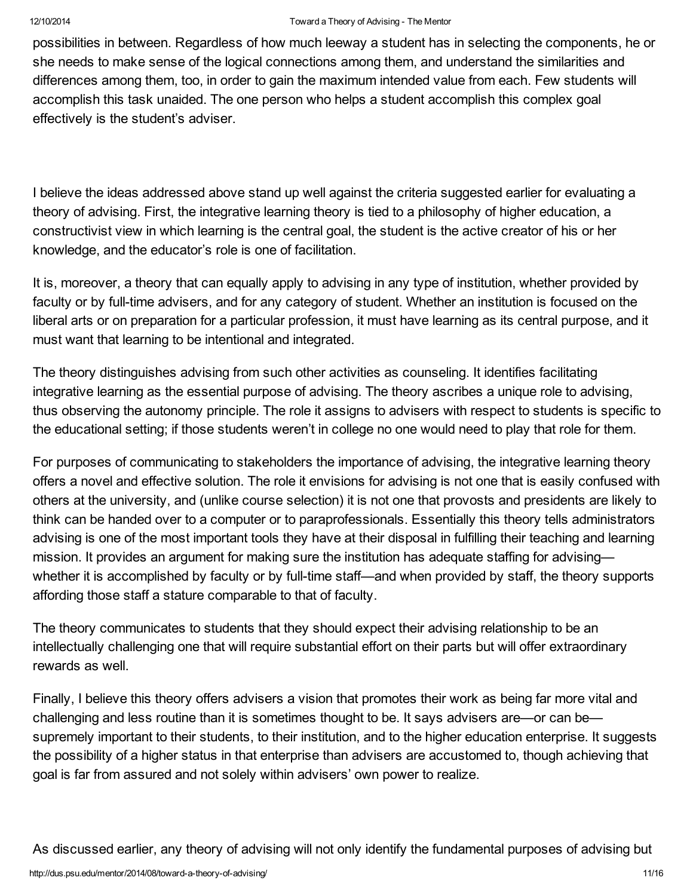possibilities in between. Regardless of how much leeway a student has in selecting the components, he or she needs to make sense of the logical connections among them, and understand the similarities and differences among them, too, in order to gain the maximum intended value from each. Few students will accomplish this task unaided. The one person who helps a student accomplish this complex goal effectively is the student's adviser.

I believe the ideas addressed above stand up well against the criteria suggested earlier for evaluating a theory of advising. First, the integrative learning theory is tied to a philosophy of higher education, a constructivist view in which learning is the central goal, the student is the active creator of his or her knowledge, and the educator's role is one of facilitation.

It is, moreover, a theory that can equally apply to advising in any type of institution, whether provided by faculty or by full-time advisers, and for any category of student. Whether an institution is focused on the liberal arts or on preparation for a particular profession, it must have learning as its central purpose, and it must want that learning to be intentional and integrated.

The theory distinguishes advising from such other activities as counseling. It identifies facilitating integrative learning as the essential purpose of advising. The theory ascribes a unique role to advising, thus observing the autonomy principle. The role it assigns to advisers with respect to students is specific to the educational setting; if those students weren't in college no one would need to play that role for them.

For purposes of communicating to stakeholders the importance of advising, the integrative learning theory offers a novel and effective solution. The role it envisions for advising is not one that is easily confused with others at the university, and (unlike course selection) it is not one that provosts and presidents are likely to think can be handed over to a computer or to paraprofessionals. Essentially this theory tells administrators advising is one of the most important tools they have at their disposal in fulfilling their teaching and learning mission. It provides an argument for making sure the institution has adequate staffing for advising—whether it is accomplished by faculty or by full-time staff—and when provided by staff, the theory supports affording those staff a stature comparable to that of faculty.

The theory communicates to students that they should expect their advising relationship to be an intellectually challenging one that will require substantial effort on their parts but will offer extraordinary rewards as well.

Finally, I believe this theory offers advisers a vision that promotes their work as being far more vital and challenging and less routine than it is sometimes thought to be. It says advisers are—or can be—supremely important to their students, to their institution, and to the higher education enterprise. It suggests the possibility of a higher status in that enterprise than advisers are accustomed to, though achieving that goal is far from assured and not solely within advisers' own power to realize.

As discussed earlier, any theory of advising will not only identify the fundamental purposes of advising but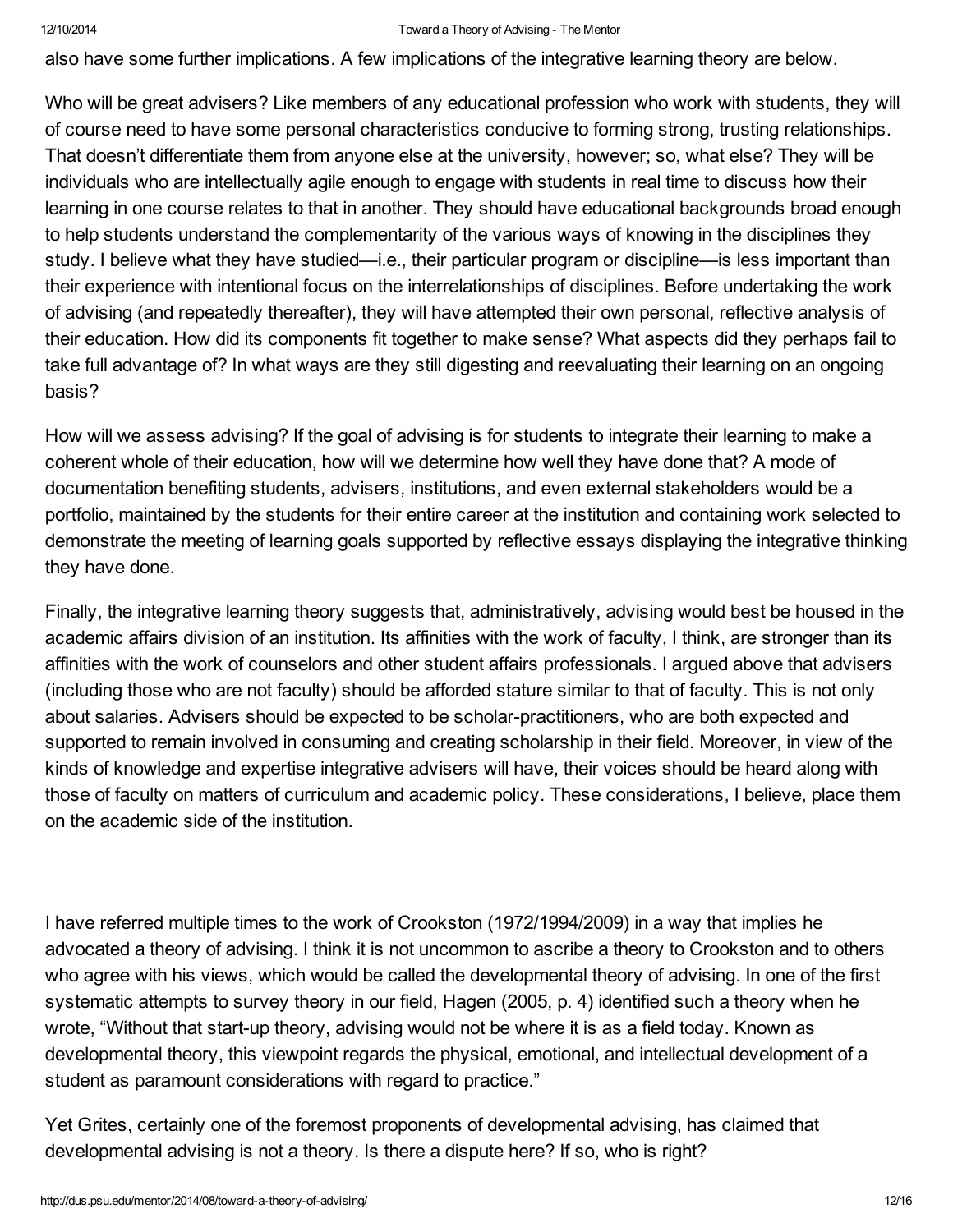also have some further implications. A few implications of the integrative learning theory are below.

Who will be great advisers? Like members of any educational profession who work with students, they will of course need to have some personal characteristics conducive to forming strong, trusting relationships. That doesn't differentiate them from anyone else at the university, however; so, what else? They will be individuals who are intellectually agile enough to engage with students in real time to discuss how their learning in one course relates to that in another. They should have educational backgrounds broad enough to help students understand the complementarity of the various ways of knowing in the disciplines they study. I believe what they have studied—i.e., their particular program or discipline—is less important than their experience with intentional focus on the interrelationships of disciplines. Before undertaking the work of advising (and repeatedly thereafter), they will have attempted their own personal, reflective analysis of their education. How did its components fit together to make sense? What aspects did they perhaps fail to take full advantage of? In what ways are they still digesting and reevaluating their learning on an ongoing basis?

How will we assess advising? If the goal of advising is for students to integrate their learning to make a coherent whole of their education, how will we determine how well they have done that? A mode of documentation benefiting students, advisers, institutions, and even external stakeholders would be a portfolio, maintained by the students for their entire career at the institution and containing work selected to demonstrate the meeting of learning goals supported by reflective essays displaying the integrative thinking they have done.

Finally, the integrative learning theory suggests that, administratively, advising would best be housed in the academic affairs division of an institution. Its affinities with the work of faculty, I think, are stronger than its affinities with the work of counselors and other student affairs professionals. I argued above that advisers (including those who are not faculty) should be afforded stature similar to that of faculty. This is not only about salaries. Advisers should be expected to be scholar-practitioners, who are both expected and supported to remain involved in consuming and creating scholarship in their field. Moreover, in view of the kinds of knowledge and expertise integrative advisers will have, their voices should be heard along with those of faculty on matters of curriculum and academic policy. These considerations, I believe, place them on the academic side of the institution.

I have referred multiple times to the work of Crookston (1972/1994/2009) in a way that implies he advocated a theory of advising. I think it is not uncommon to ascribe a theory to Crookston and to others who agree with his views, which would be called the developmental theory of advising. In one of the first systematic attempts to survey theory in our field, Hagen (2005, p. 4) identified such a theory when he wrote, "Without that start-up theory, advising would not be where it is as a field today. Known as developmental theory, this viewpoint regards the physical, emotional, and intellectual development of a student as paramount considerations with regard to practice."

Yet Grites, certainly one of the foremost proponents of developmental advising, has claimed that developmental advising is not a theory. Is there a dispute here? If so, who is right?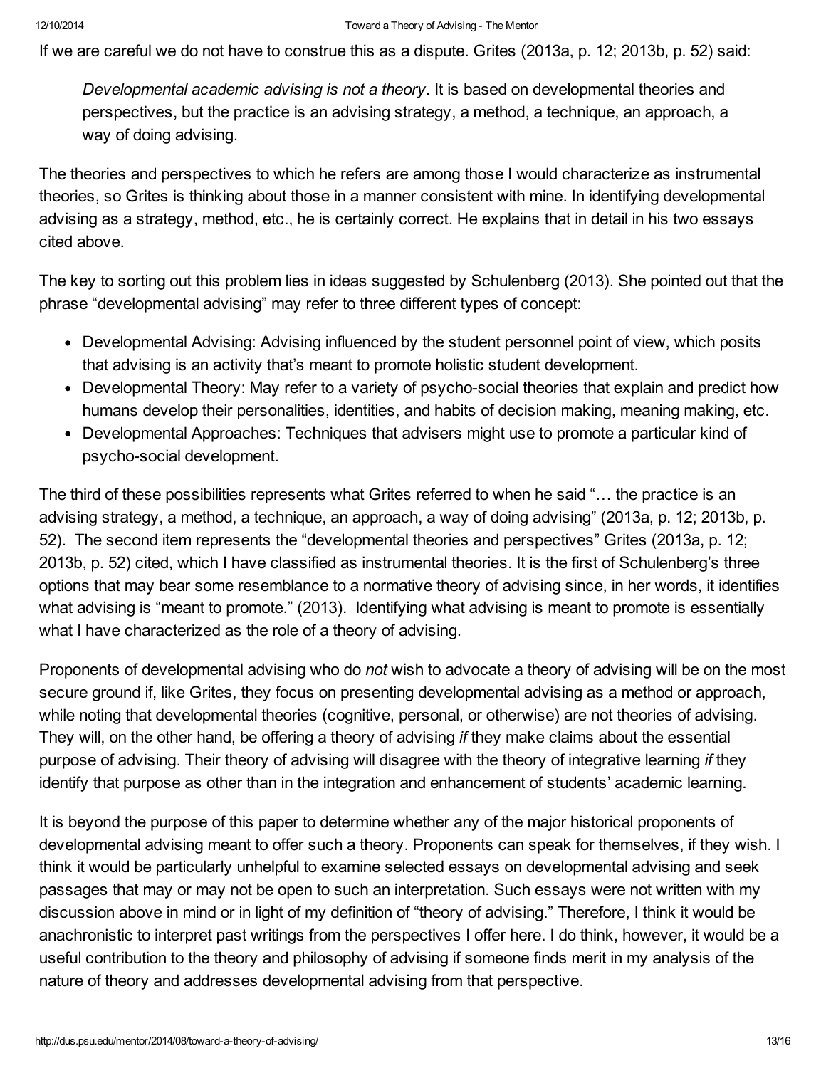If we are careful we do not have to construe this as a dispute. Grites (2013a, p. 12; 2013b, p. 52) said:

> *Developmental academic advising is not a theory*. It is based on developmental theories and perspectives, but the practice is an advising strategy, a method, a technique, an approach, a way of doing advising.

The theories and perspectives to which he refers are among those I would characterize as instrumental theories, so Grites is thinking about those in a manner consistent with mine. In identifying developmental advising as a strategy, method, etc., he is certainly correct. He explains that in detail in his two essays cited above.

The key to sorting out this problem lies in ideas suggested by Schulenberg (2013). She pointed out that the phrase "developmental advising" may refer to three different types of concept:

- Developmental Advising: Advising influenced by the student personnel point of view, which posits that advising is an activity that's meant to promote holistic student development.
- Developmental Theory: May refer to a variety of psycho-social theories that explain and predict how humans develop their personalities, identities, and habits of decision making, meaning making, etc.
- Developmental Approaches: Techniques that advisers might use to promote a particular kind of psycho-social development.

The third of these possibilities represents what Grites referred to when he said "… the practice is an advising strategy, a method, a technique, an approach, a way of doing advising" (2013a, p. 12; 2013b, p. 52). The second item represents the "developmental theories and perspectives" Grites (2013a, p. 12; 2013b, p. 52) cited, which I have classified as instrumental theories. It is the first of Schulenberg's three options that may bear some resemblance to a normative theory of advising since, in her words, it identifies what advising is "meant to promote." (2013). Identifying what advising is meant to promote is essentially what I have characterized as the role of a theory of advising.

Proponents of developmental advising who do *not* wish to advocate a theory of advising will be on the most secure ground if, like Grites, they focus on presenting developmental advising as a method or approach, while noting that developmental theories (cognitive, personal, or otherwise) are not theories of advising. They will, on the other hand, be offering a theory of advising *if* they make claims about the essential purpose of advising. Their theory of advising will disagree with the theory of integrative learning *if* they identify that purpose as other than in the integration and enhancement of students' academic learning.

It is beyond the purpose of this paper to determine whether any of the major historical proponents of developmental advising meant to offer such a theory. Proponents can speak for themselves, if they wish. I think it would be particularly unhelpful to examine selected essays on developmental advising and seek passages that may or may not be open to such an interpretation. Such essays were not written with my discussion above in mind or in light of my definition of "theory of advising." Therefore, I think it would be anachronistic to interpret past writings from the perspectives I offer here. I do think, however, it would be a useful contribution to the theory and philosophy of advising if someone finds merit in my analysis of the nature of theory and addresses developmental advising from that perspective.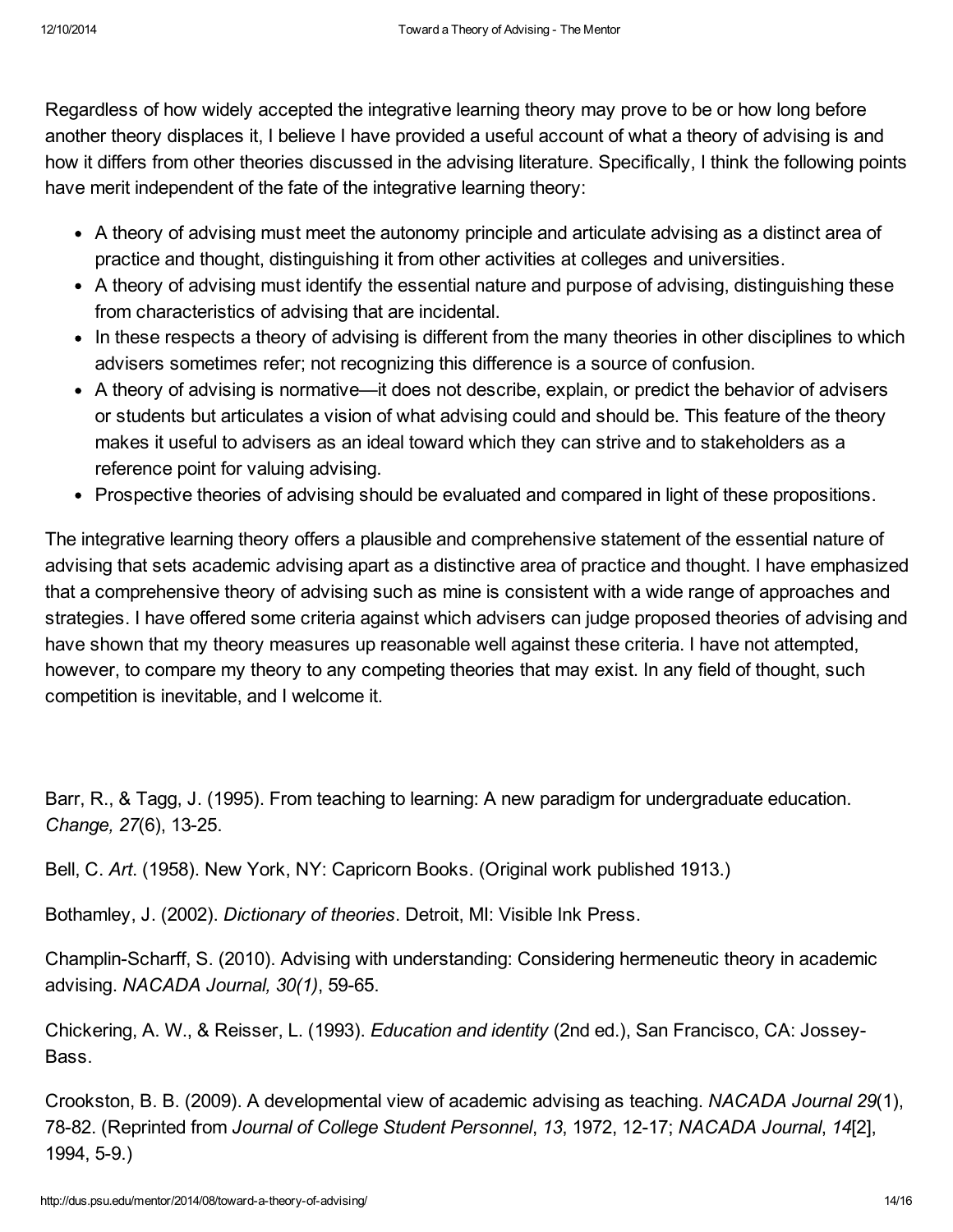Regardless of how widely accepted the integrative learning theory may prove to be or how long before another theory displaces it, I believe I have provided a useful account of what a theory of advising is and how it differs from other theories discussed in the advising literature. Specifically, I think the following points have merit independent of the fate of the integrative learning theory:

- A theory of advising must meet the autonomy principle and articulate advising as a distinct area of practice and thought, distinguishing it from other activities at colleges and universities.
- A theory of advising must identify the essential nature and purpose of advising, distinguishing these from characteristics of advising that are incidental.
- In these respects a theory of advising is different from the many theories in other disciplines to which advisers sometimes refer; not recognizing this difference is a source of confusion.
- A theory of advising is normative—it does not describe, explain, or predict the behavior of advisers or students but articulates a vision of what advising could and should be. This feature of the theory makes it useful to advisers as an ideal toward which they can strive and to stakeholders as a reference point for valuing advising.
- Prospective theories of advising should be evaluated and compared in light of these propositions.

The integrative learning theory offers a plausible and comprehensive statement of the essential nature of advising that sets academic advising apart as a distinctive area of practice and thought. I have emphasized that a comprehensive theory of advising such as mine is consistent with a wide range of approaches and strategies. I have offered some criteria against which advisers can judge proposed theories of advising and have shown that my theory measures up reasonable well against these criteria. I have not attempted, however, to compare my theory to any competing theories that may exist. In any field of thought, such competition is inevitable, and I welcome it.

Barr, R., & Tagg, J. (1995). From teaching to learning: A new paradigm for undergraduate education. *Change, 27*(6), 13-25.

Bell, C. *Art*. (1958). New York, NY: Capricorn Books. (Original work published 1913.)

Bothamley, J. (2002). *Dictionary of theories*. Detroit, MI: Visible Ink Press.

Champlin-Scharff, S. (2010). Advising with understanding: Considering hermeneutic theory in academic advising. *NACADA Journal, 30(1)*, 59-65.

Chickering, A. W., & Reisser, L. (1993). *Education and identity* (2nd ed.), San Francisco, CA: Jossey-Bass.

Crookston, B. B. (2009). A developmental view of academic advising as teaching. *NACADA Journal 29*(1), 78-82. (Reprinted from *Journal of College Student Personnel*, *13*, 1972, 12-17; *NACADA Journal*, *14*[2], 1994, 5-9.)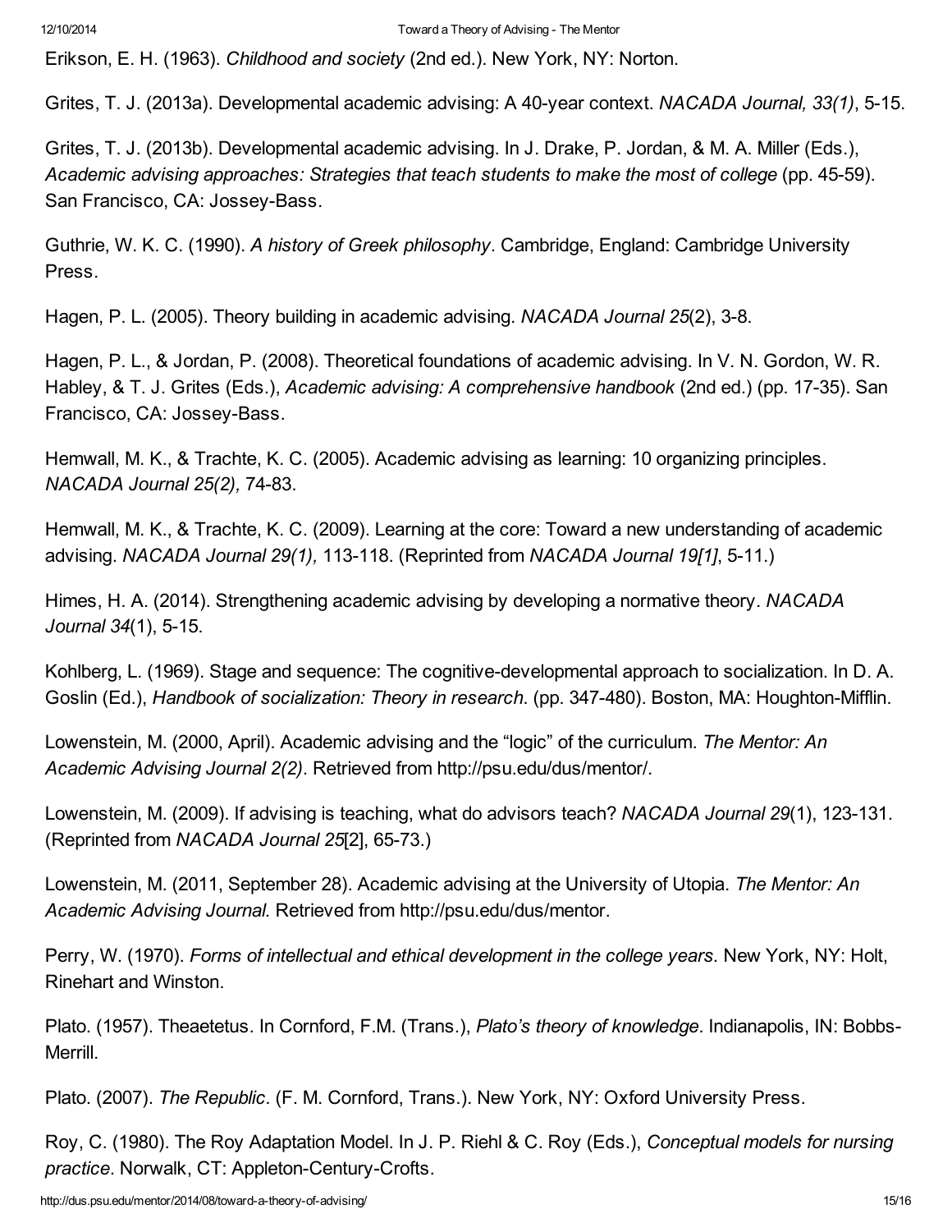Erikson, E. H. (1963). *Childhood and society* (2nd ed.). New York, NY: Norton.

Grites, T. J. (2013a). Developmental academic advising: A 40-year context. *NACADA Journal, 33(1)*, 5-15.

Grites, T. J. (2013b). Developmental academic advising. In J. Drake, P. Jordan, & M. A. Miller (Eds.), *Academic advising approaches: Strategies that teach students to make the most of college* (pp. 45-59). San Francisco, CA: Jossey-Bass.

Guthrie, W. K. C. (1990). *A history of Greek philosophy*. Cambridge, England: Cambridge University Press.

Hagen, P. L. (2005). Theory building in academic advising. *NACADA Journal 25*(2), 3-8.

Hagen, P. L., & Jordan, P. (2008). Theoretical foundations of academic advising. In V. N. Gordon, W. R. Habley, & T. J. Grites (Eds.), *Academic advising: A comprehensive handbook* (2nd ed.) (pp. 17-35). San Francisco, CA: Jossey-Bass.

Hemwall, M. K., & Trachte, K. C. (2005). Academic advising as learning: 10 organizing principles. *NACADA Journal 25(2),* 74-83.

Hemwall, M. K., & Trachte, K. C. (2009). Learning at the core: Toward a new understanding of academic advising. *NACADA Journal 29(1),* 113-118. (Reprinted from *NACADA Journal 19[1]*, 5-11.)

Himes, H. A. (2014). Strengthening academic advising by developing a normative theory. *NACADA Journal 34*(1), 5-15.

Kohlberg, L. (1969). Stage and sequence: The cognitive-developmental approach to socialization. In D. A. Goslin (Ed.), *Handbook of socialization: Theory in research*. (pp. 347-480). Boston, MA: Houghton-Mifflin.

Lowenstein, M. (2000, April). Academic advising and the "logic" of the curriculum. *The Mentor: An Academic Advising Journal 2(2)*. Retrieved from http://psu.edu/dus/mentor/.

Lowenstein, M. (2009). If advising is teaching, what do advisors teach? *NACADA Journal 29*(1), 123-131. (Reprinted from *NACADA Journal 25*[2], 65-73.)

Lowenstein, M. (2011, September 28). Academic advising at the University of Utopia. *The Mentor: An Academic Advising Journal.* Retrieved from http://psu.edu/dus/mentor.

Perry, W. (1970). *Forms of intellectual and ethical development in the college years.* New York, NY: Holt, Rinehart and Winston.

Plato. (1957). Theaetetus. In Cornford, F.M. (Trans.), *Plato's theory of knowledge*. Indianapolis, IN: Bobbs-Merrill.

Plato. (2007). *The Republic*. (F. M. Cornford, Trans.). New York, NY: Oxford University Press.

Roy, C. (1980). The Roy Adaptation Model. In J. P. Riehl & C. Roy (Eds.), *Conceptual models for nursing practice*. Norwalk, CT: Appleton-Century-Crofts.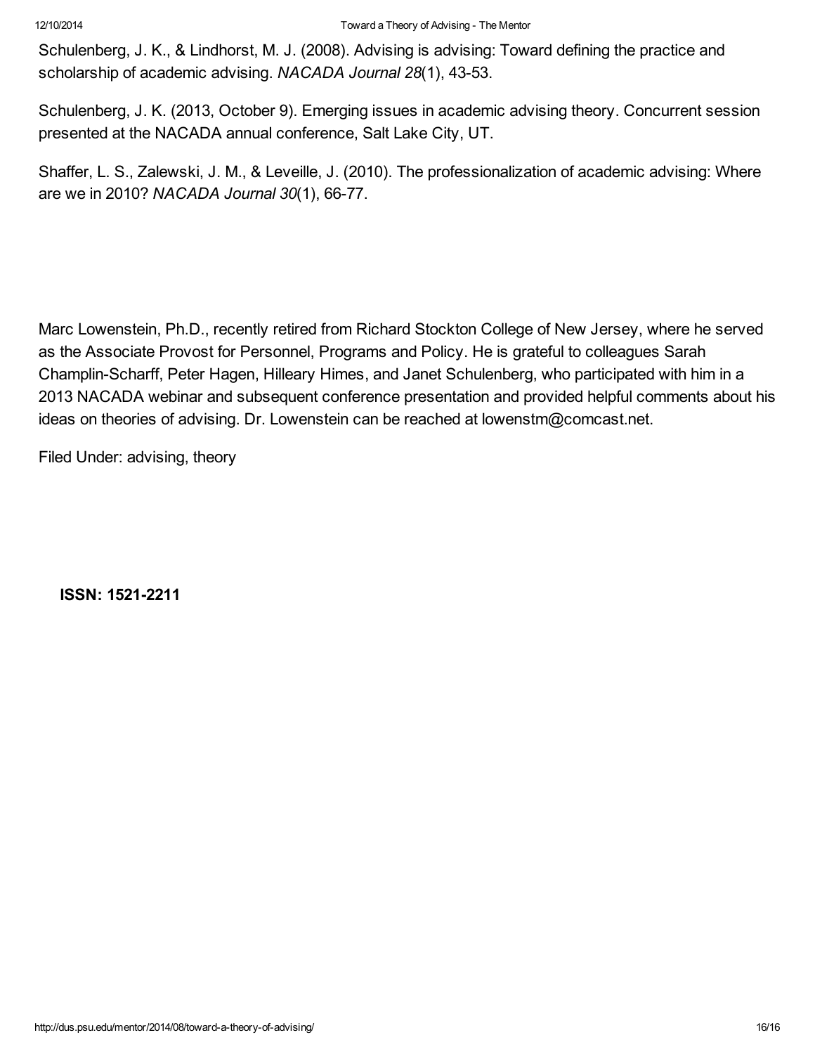Schulenberg, J. K., & Lindhorst, M. J. (2008). Advising is advising: Toward defining the practice and scholarship of academic advising. *NACADA Journal 28*(1), 43-53.

Schulenberg, J. K. (2013, October 9). Emerging issues in academic advising theory. Concurrent session presented at the NACADA annual conference, Salt Lake City, UT.

Shaffer, L. S., Zalewski, J. M., & Leveille, J. (2010). The professionalization of academic advising: Where are we in 2010? *NACADA Journal 30*(1), 66-77.

Marc Lowenstein, Ph.D., recently retired from Richard Stockton College of New Jersey, where he served as the Associate Provost for Personnel, Programs and Policy. He is grateful to colleagues Sarah Champlin-Scharff, Peter Hagen, Hilleary Himes, and Janet Schulenberg, who participated with him in a 2013 NACADA webinar and subsequent conference presentation and provided helpful comments about his ideas on theories of advising. Dr. Lowenstein can be reached at lowenstm@comcast.net.

Filed Under: advising, theory

**ISSN: 1521-2211**